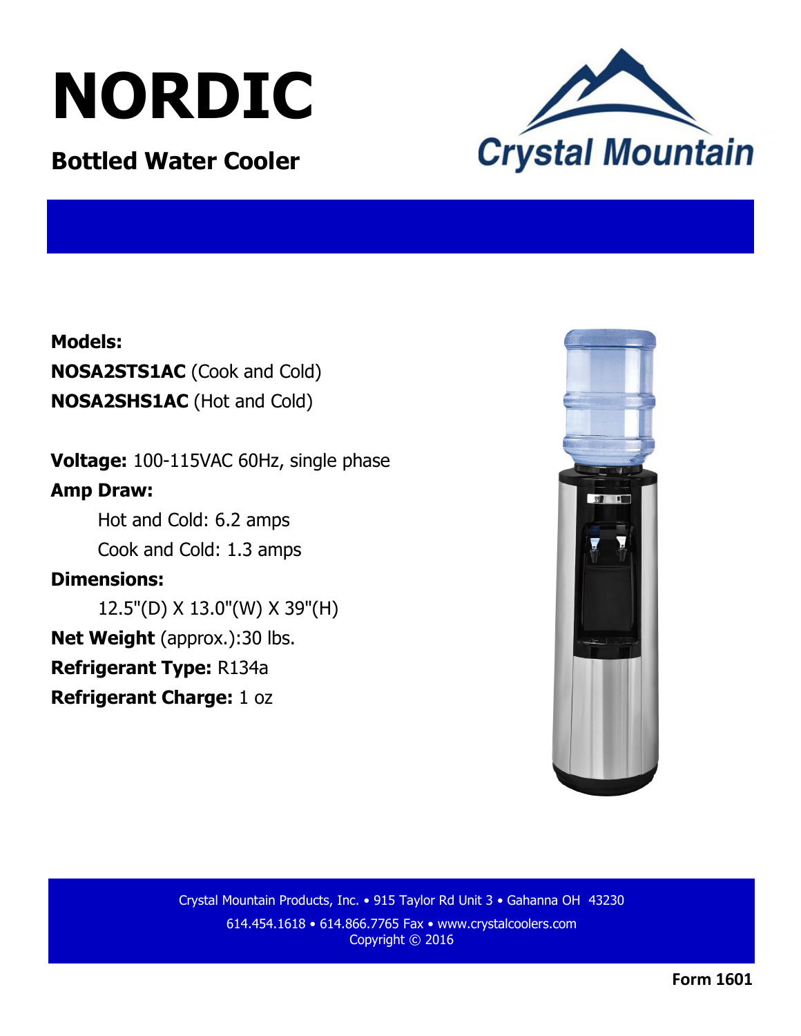# NORDIC

## Bottled Water Cooler

Crystal Mountain

**Models:**

**NOSA2STS1AC** (Cook and Cold)

**NOSA2SHS1AC** (Hot and Cold)

**Voltage:** 100-115VAC 60Hz, single phase

**Amp Draw:**

Hot and Cold: 6.2 amps

Cook and Cold: 1.3 amps

**Dimensions:**

12.5"(D) X 13.0"(W) X 39"(H)

**Net Weight** (approx.):30 lbs.

**Refrigerant Type:** R134a

**Refrigerant Charge:** 1 oz

Crystal Mountain Products, Inc. • 915 Taylor Rd Unit 3 • Gahanna OH 43230

614.454.1618 • 614.866.7765 Fax • www.crystalcoolers.com

Copyright © 2016

**Form 1601**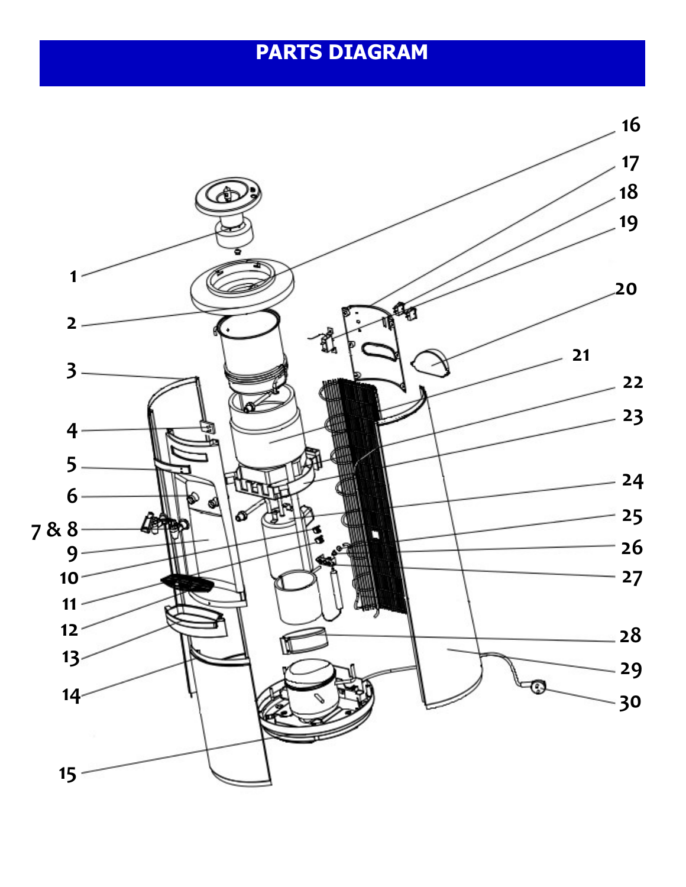# PARTS DIAGRAM

1
2
3
4
5
6
7 & 8
9
10
11
12
13
14
15
16
17
18
19
20
21
22
23
24
25
26
27
28
29
30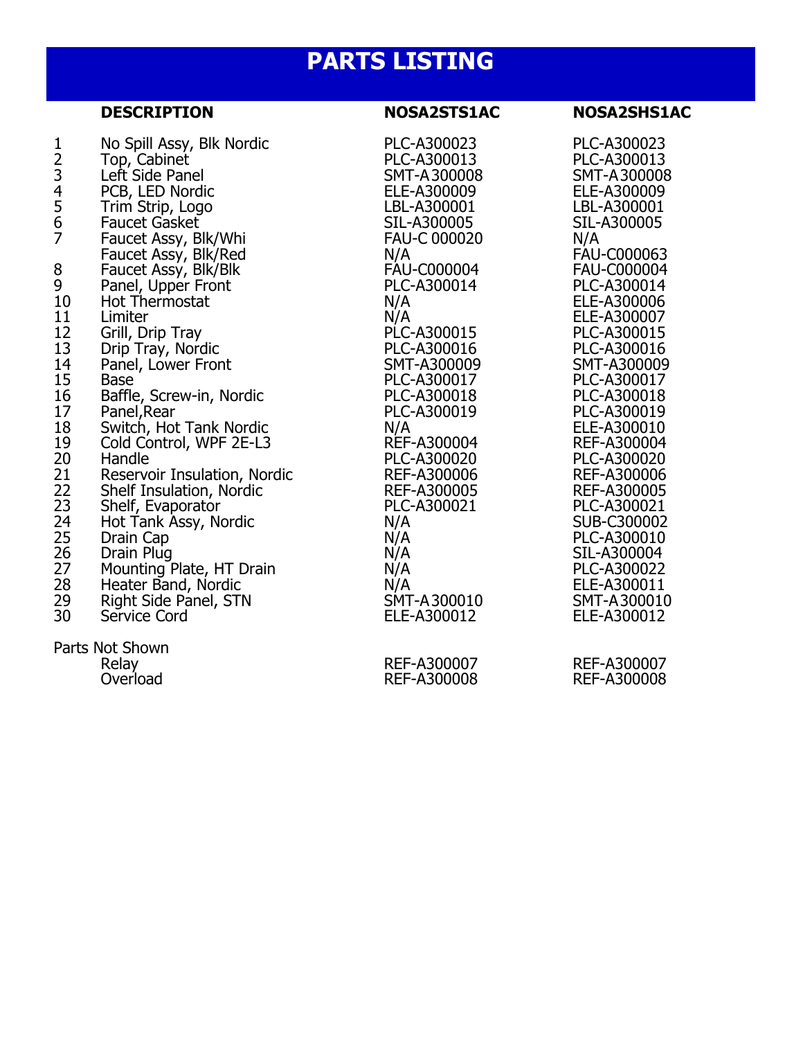# PARTS LISTING

| | DESCRIPTION | NOSA2STS1AC | NOSA2SHS1AC |
|---|---|---|---|
| 1 | No Spill Assy, Blk Nordic | PLC-A300023 | PLC-A300023 |
| 2 | Top, Cabinet | PLC-A300013 | PLC-A300013 |
| 3 | Left Side Panel | SMT-A300008 | SMT-A300008 |
| 4 | PCB, LED Nordic | ELE-A300009 | ELE-A300009 |
| 5 | Trim Strip, Logo | LBL-A300001 | LBL-A300001 |
| 6 | Faucet Gasket | SIL-A300005 | SIL-A300005 |
| 7 | Faucet Assy, Blk/Whi | FAU-C 000020 | N/A |
| | Faucet Assy, Blk/Red | N/A | FAU-C000063 |
| 8 | Faucet Assy, Blk/Blk | FAU-C000004 | FAU-C000004 |
| 9 | Panel, Upper Front | PLC-A300014 | PLC-A300014 |
| 10 | Hot Thermostat | N/A | ELE-A300006 |
| 11 | Limiter | N/A | ELE-A300007 |
| 12 | Grill, Drip Tray | PLC-A300015 | PLC-A300015 |
| 13 | Drip Tray, Nordic | PLC-A300016 | PLC-A300016 |
| 14 | Panel, Lower Front | SMT-A300009 | SMT-A300009 |
| 15 | Base | PLC-A300017 | PLC-A300017 |
| 16 | Baffle, Screw-in, Nordic | PLC-A300018 | PLC-A300018 |
| 17 | Panel,Rear | PLC-A300019 | PLC-A300019 |
| 18 | Switch, Hot Tank Nordic | N/A | ELE-A300010 |
| 19 | Cold Control, WPF 2E-L3 | REF-A300004 | REF-A300004 |
| 20 | Handle | PLC-A300020 | PLC-A300020 |
| 21 | Reservoir Insulation, Nordic | REF-A300006 | REF-A300006 |
| 22 | Shelf Insulation, Nordic | REF-A300005 | REF-A300005 |
| 23 | Shelf, Evaporator | PLC-A300021 | PLC-A300021 |
| 24 | Hot Tank Assy, Nordic | N/A | SUB-C300002 |
| 25 | Drain Cap | N/A | PLC-A300010 |
| 26 | Drain Plug | N/A | SIL-A300004 |
| 27 | Mounting Plate, HT Drain | N/A | PLC-A300022 |
| 28 | Heater Band, Nordic | N/A | ELE-A300011 |
| 29 | Right Side Panel, STN | SMT-A300010 | SMT-A300010 |
| 30 | Service Cord | ELE-A300012 | ELE-A300012 |
| Parts Not Shown | | | |
| | Relay | REF-A300007 | REF-A300007 |
| | Overload | REF-A300008 | REF-A300008 |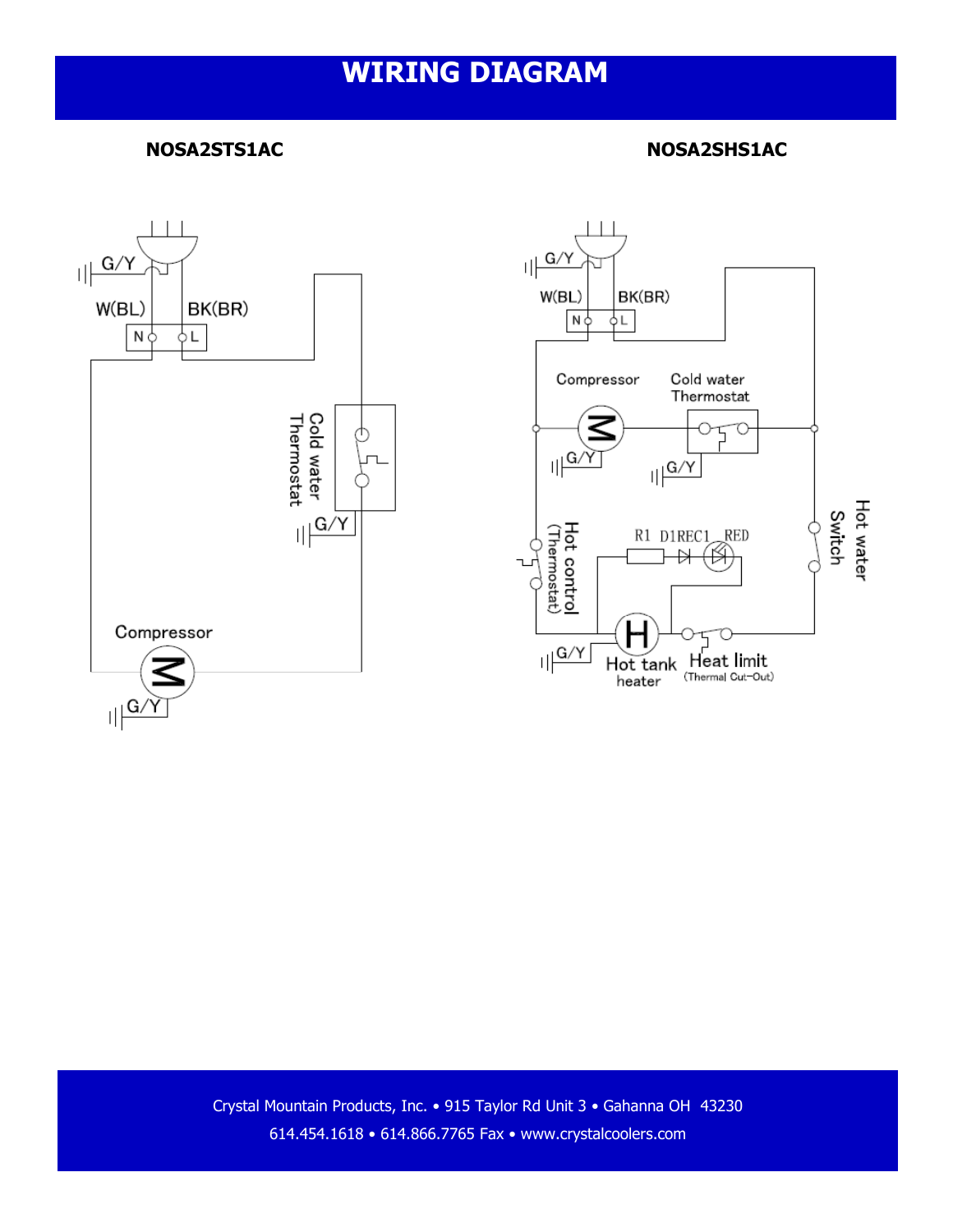# WIRING DIAGRAM

**NOSA2STS1AC**

G/Y
W(BL)
BK(BR)
N
L
Cold water Thermostat
G/Y
Compressor
M
G/Y

**NOSA2SHS1AC**

G/Y
W(BL)
BK(BR)
N
L
Compressor
Cold water Thermostat
M
G/Y
G/Y
Hot control (Thermostat)
R1
D1REC1
RED
Hot water Switch
H
G/Y
Hot tank heater
Heat limit (Thermal Cut-Out)

Crystal Mountain Products, Inc. • 915 Taylor Rd Unit 3 • Gahanna OH 43230

614.454.1618 • 614.866.7765 Fax • www.crystalcoolers.com